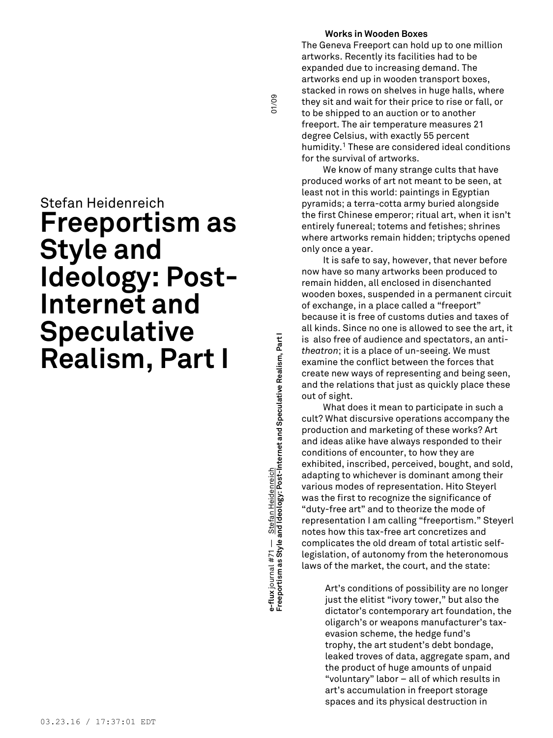Stefan Heidenreich

# Freeportism as Style and Ideology: Post-Internet and Speculative Realism, Part I

### Works in Wooden Boxes

The Geneva Freeport can hold up to one million artworks. Recently its facilities had to be expanded due to increasing demand. The artworks end up in wooden transport boxes, stacked in rows on shelves in huge halls, where they sit and wait for their price to rise or fall, or to be shipped to an auction or to another freeport. The air temperature measures 21 degree Celsius, with exactly 55 percent humidity.[1] These are considered ideal conditions for the survival of artworks.

We know of many strange cults that have produced works of art not meant to be seen, at least not in this world: paintings in Egyptian pyramids; a terra-cotta army buried alongside the first Chinese emperor; ritual art, when it isn't entirely funereal; totems and fetishes; shrines where artworks remain hidden; triptychs opened only once a year.

It is safe to say, however, that never before now have so many artworks been produced to remain hidden, all enclosed in disenchanted wooden boxes, suspended in a permanent circuit of exchange, in a place called a "freeport" because it is free of customs duties and taxes of all kinds. Since no one is allowed to see the art, it is also free of audience and spectators, an anti-*theatron*; it is a place of un-seeing. We must examine the conflict between the forces that create new ways of representing and being seen, and the relations that just as quickly place these out of sight.

What does it mean to participate in such a cult? What discursive operations accompany the production and marketing of these works? Art and ideas alike have always responded to their conditions of encounter, to how they are exhibited, inscribed, perceived, bought, and sold, adapting to whichever is dominant among their various modes of representation. Hito Steyerl was the first to recognize the significance of "duty-free art" and to theorize the mode of representation I am calling "freeportism." Steyerl notes how this tax-free art concretizes and complicates the old dream of total artistic self-legislation, of autonomy from the heteronomous laws of the market, the court, and the state:

> Art's conditions of possibility are no longer just the elitist "ivory tower," but also the dictator's contemporary art foundation, the oligarch's or weapons manufacturer's tax-evasion scheme, the hedge fund's trophy, the art student's debt bondage, leaked troves of data, aggregate spam, and the product of huge amounts of unpaid "voluntary" labor – all of which results in art's accumulation in freeport storage spaces and its physical destruction in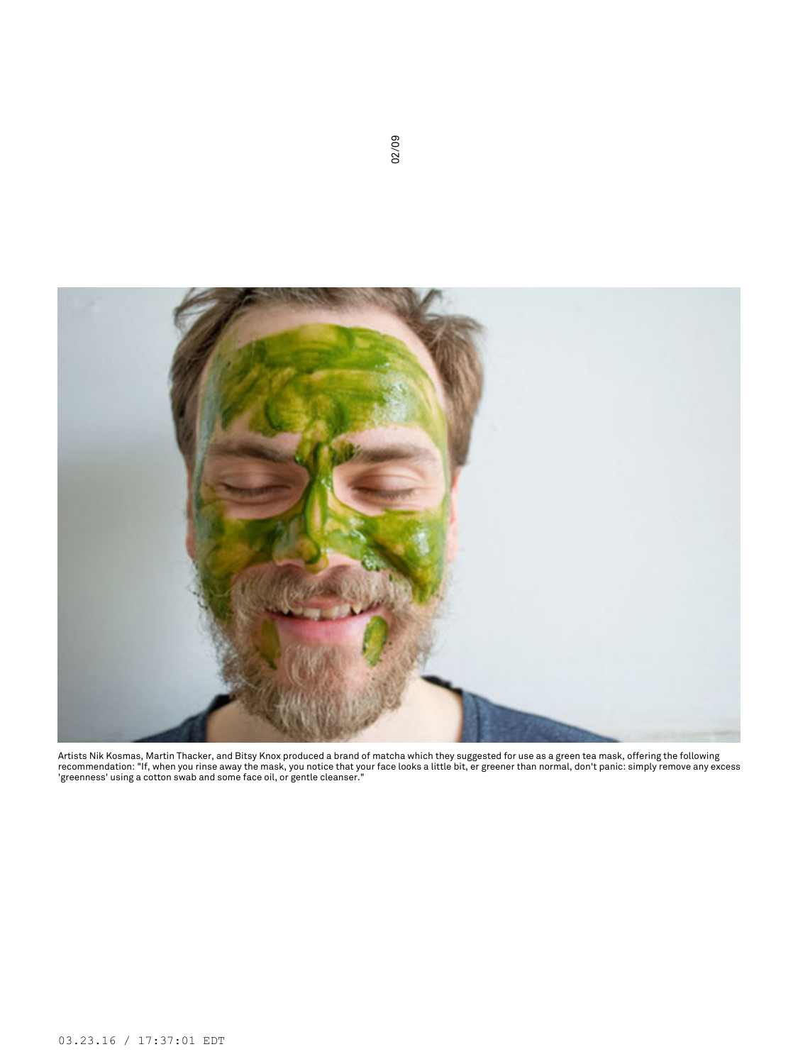Artists Nik Kosmas, Martin Thacker, and Bitsy Knox produced a brand of matcha which they suggested for use as a green tea mask, offering the following recommendation: "If, when you rinse away the mask, you notice that your face looks a little bit, er greener than normal, don't panic: simply remove any excess 'greenness' using a cotton swab and some face oil, or gentle cleanser."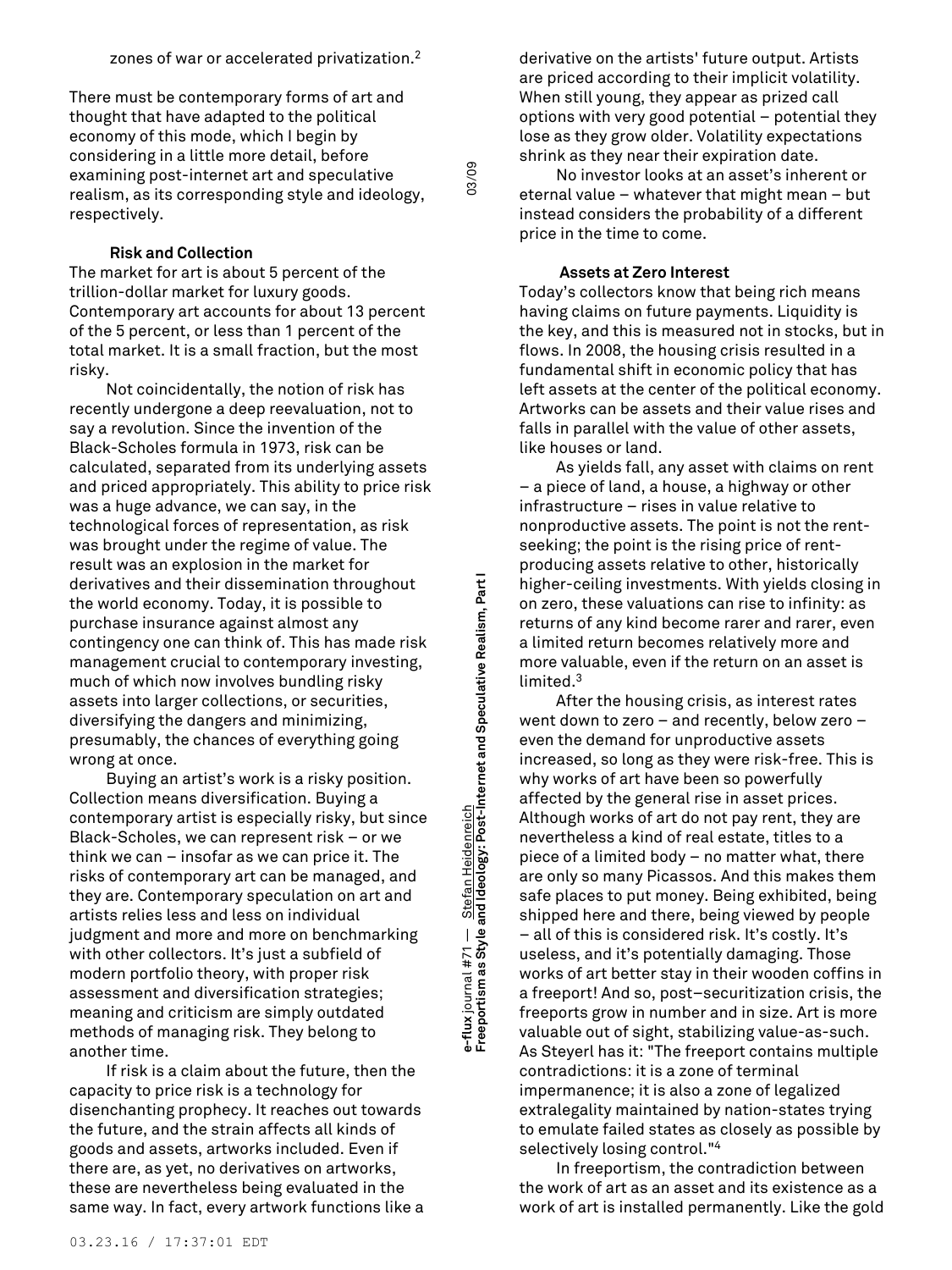zones of war or accelerated privatization.[2]

There must be contemporary forms of art and thought that have adapted to the political economy of this mode, which I begin by considering in a little more detail, before examining post-internet art and speculative realism, as its corresponding style and ideology, respectively.

### Risk and Collection

The market for art is about 5 percent of the trillion-dollar market for luxury goods. Contemporary art accounts for about 13 percent of the 5 percent, or less than 1 percent of the total market. It is a small fraction, but the most risky.

Not coincidentally, the notion of risk has recently undergone a deep reevaluation, not to say a revolution. Since the invention of the Black-Scholes formula in 1973, risk can be calculated, separated from its underlying assets and priced appropriately. This ability to price risk was a huge advance, we can say, in the technological forces of representation, as risk was brought under the regime of value. The result was an explosion in the market for derivatives and their dissemination throughout the world economy. Today, it is possible to purchase insurance against almost any contingency one can think of. This has made risk management crucial to contemporary investing, much of which now involves bundling risky assets into larger collections, or securities, diversifying the dangers and minimizing, presumably, the chances of everything going wrong at once.

Buying an artist's work is a risky position. Collection means diversification. Buying a contemporary artist is especially risky, but since Black-Scholes, we can represent risk – or we think we can – insofar as we can price it. The risks of contemporary art can be managed, and they are. Contemporary speculation on art and artists relies less and less on individual judgment and more and more on benchmarking with other collectors. It's just a subfield of modern portfolio theory, with proper risk assessment and diversification strategies; meaning and criticism are simply outdated methods of managing risk. They belong to another time.

If risk is a claim about the future, then the capacity to price risk is a technology for disenchanting prophecy. It reaches out towards the future, and the strain affects all kinds of goods and assets, artworks included. Even if there are, as yet, no derivatives on artworks, these are nevertheless being evaluated in the same way. In fact, every artwork functions like a derivative on the artists' future output. Artists are priced according to their implicit volatility. When still young, they appear as prized call options with very good potential – potential they lose as they grow older. Volatility expectations shrink as they near their expiration date.

No investor looks at an asset's inherent or eternal value – whatever that might mean – but instead considers the probability of a different price in the time to come.

### Assets at Zero Interest

Today's collectors know that being rich means having claims on future payments. Liquidity is the key, and this is measured not in stocks, but in flows. In 2008, the housing crisis resulted in a fundamental shift in economic policy that has left assets at the center of the political economy. Artworks can be assets and their value rises and falls in parallel with the value of other assets, like houses or land.

As yields fall, any asset with claims on rent – a piece of land, a house, a highway or other infrastructure – rises in value relative to nonproductive assets. The point is not the rent-seeking; the point is the rising price of rent-producing assets relative to other, historically higher-ceiling investments. With yields closing in on zero, these valuations can rise to infinity: as returns of any kind become rarer and rarer, even a limited return becomes relatively more and more valuable, even if the return on an asset is limited.[3]

After the housing crisis, as interest rates went down to zero – and recently, below zero – even the demand for unproductive assets increased, so long as they were risk-free. This is why works of art have been so powerfully affected by the general rise in asset prices. Although works of art do not pay rent, they are nevertheless a kind of real estate, titles to a piece of a limited body – no matter what, there are only so many Picassos. And this makes them safe places to put money. Being exhibited, being shipped here and there, being viewed by people – all of this is considered risk. It's costly. It's useless, and it's potentially damaging. Those works of art better stay in their wooden coffins in a freeport! And so, post–securitization crisis, the freeports grow in number and in size. Art is more valuable out of sight, stabilizing value-as-such. As Steyerl has it: "The freeport contains multiple contradictions: it is a zone of terminal impermanence; it is also a zone of legalized extralegality maintained by nation-states trying to emulate failed states as closely as possible by selectively losing control."[4]

In freeportism, the contradiction between the work of art as an asset and its existence as a work of art is installed permanently. Like the gold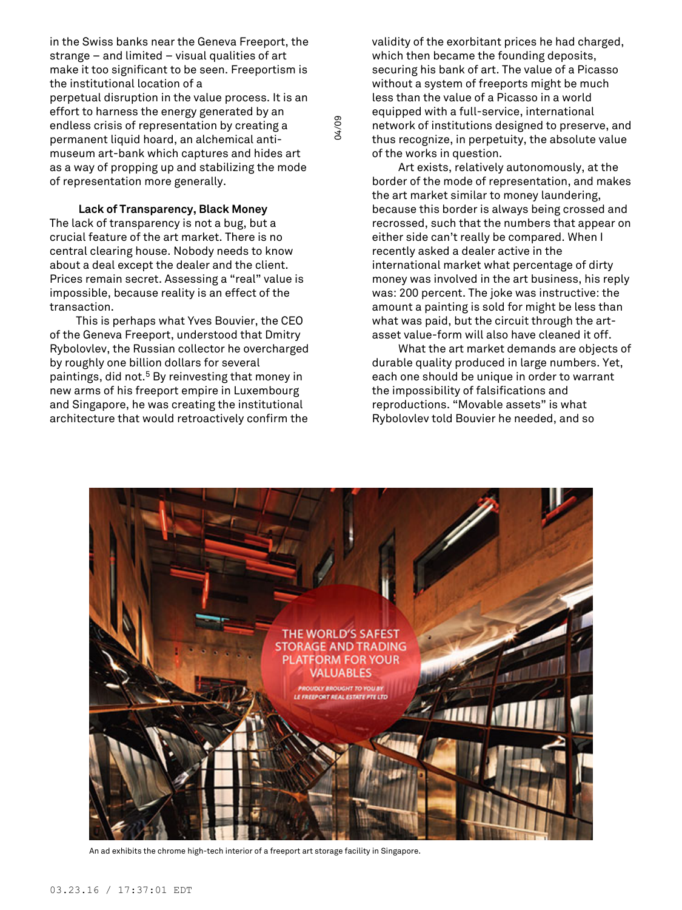in the Swiss banks near the Geneva Freeport, the strange – and limited – visual qualities of art make it too significant to be seen. Freeportism is the institutional location of a perpetual disruption in the value process. It is an effort to harness the energy generated by an endless crisis of representation by creating a permanent liquid hoard, an alchemical anti-museum art-bank which captures and hides art as a way of propping up and stabilizing the mode of representation more generally.

**Lack of Transparency, Black Money**

The lack of transparency is not a bug, but a crucial feature of the art market. There is no central clearing house. Nobody needs to know about a deal except the dealer and the client. Prices remain secret. Assessing a "real" value is impossible, because reality is an effect of the transaction.

This is perhaps what Yves Bouvier, the CEO of the Geneva Freeport, understood that Dmitry Rybolovlev, the Russian collector he overcharged by roughly one billion dollars for several paintings, did not.[5] By reinvesting that money in new arms of his freeport empire in Luxembourg and Singapore, he was creating the institutional architecture that would retroactively confirm the validity of the exorbitant prices he had charged, which then became the founding deposits, securing his bank of art. The value of a Picasso without a system of freeports might be much less than the value of a Picasso in a world equipped with a full-service, international network of institutions designed to preserve, and thus recognize, in perpetuity, the absolute value of the works in question.

Art exists, relatively autonomously, at the border of the mode of representation, and makes the art market similar to money laundering, because this border is always being crossed and recrossed, such that the numbers that appear on either side can't really be compared. When I recently asked a dealer active in the international market what percentage of dirty money was involved in the art business, his reply was: 200 percent. The joke was instructive: the amount a painting is sold for might be less than what was paid, but the circuit through the art-asset value-form will also have cleaned it off.

What the art market demands are objects of durable quality produced in large numbers. Yet, each one should be unique in order to warrant the impossibility of falsifications and reproductions. "Movable assets" is what Rybolovlev told Bouvier he needed, and so

An ad exhibits the chrome high-tech interior of a freeport art storage facility in Singapore.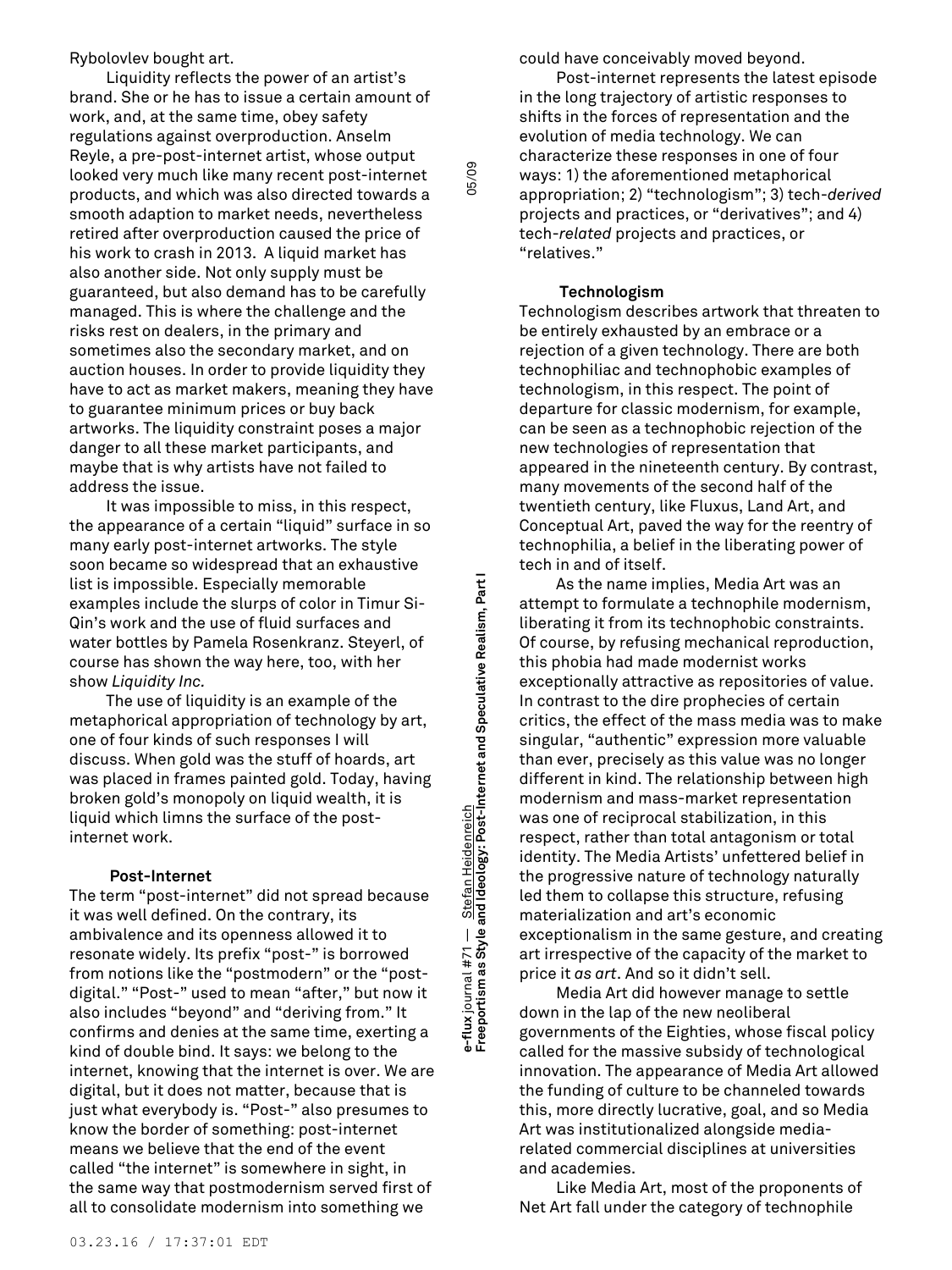Rybolovlev bought art.

Liquidity reflects the power of an artist's brand. She or he has to issue a certain amount of work, and, at the same time, obey safety regulations against overproduction. Anselm Reyle, a pre-post-internet artist, whose output looked very much like many recent post-internet products, and which was also directed towards a smooth adaption to market needs, nevertheless retired after overproduction caused the price of his work to crash in 2013. A liquid market has also another side. Not only supply must be guaranteed, but also demand has to be carefully managed. This is where the challenge and the risks rest on dealers, in the primary and sometimes also the secondary market, and on auction houses. In order to provide liquidity they have to act as market makers, meaning they have to guarantee minimum prices or buy back artworks. The liquidity constraint poses a major danger to all these market participants, and maybe that is why artists have not failed to address the issue.

It was impossible to miss, in this respect, the appearance of a certain "liquid" surface in so many early post-internet artworks. The style soon became so widespread that an exhaustive list is impossible. Especially memorable examples include the slurps of color in Timur Si-Qin's work and the use of fluid surfaces and water bottles by Pamela Rosenkranz. Steyerl, of course has shown the way here, too, with her show *Liquidity Inc.*

The use of liquidity is an example of the metaphorical appropriation of technology by art, one of four kinds of such responses I will discuss. When gold was the stuff of hoards, art was placed in frames painted gold. Today, having broken gold's monopoly on liquid wealth, it is liquid which limns the surface of the post-internet work.

### Post-Internet

The term "post-internet" did not spread because it was well defined. On the contrary, its ambivalence and its openness allowed it to resonate widely. Its prefix "post-" is borrowed from notions like the "postmodern" or the "post-digital." "Post-" used to mean "after," but now it also includes "beyond" and "deriving from." It confirms and denies at the same time, exerting a kind of double bind. It says: we belong to the internet, knowing that the internet is over. We are digital, but it does not matter, because that is just what everybody is. "Post-" also presumes to know the border of something: post-internet means we believe that the end of the event called "the internet" is somewhere in sight, in the same way that postmodernism served first of all to consolidate modernism into something we could have conceivably moved beyond.

Post-internet represents the latest episode in the long trajectory of artistic responses to shifts in the forces of representation and the evolution of media technology. We can characterize these responses in one of four ways: 1) the aforementioned metaphorical appropriation; 2) "technologism"; 3) tech-*derived* projects and practices, or "derivatives"; and 4) tech-*related* projects and practices, or "relatives."

### Technologism

Technologism describes artwork that threaten to be entirely exhausted by an embrace or a rejection of a given technology. There are both technophiliac and technophobic examples of technologism, in this respect. The point of departure for classic modernism, for example, can be seen as a technophobic rejection of the new technologies of representation that appeared in the nineteenth century. By contrast, many movements of the second half of the twentieth century, like Fluxus, Land Art, and Conceptual Art, paved the way for the reentry of technophilia, a belief in the liberating power of tech in and of itself.

As the name implies, Media Art was an attempt to formulate a technophile modernism, liberating it from its technophobic constraints. Of course, by refusing mechanical reproduction, this phobia had made modernist works exceptionally attractive as repositories of value. In contrast to the dire prophecies of certain critics, the effect of the mass media was to make singular, "authentic" expression more valuable than ever, precisely as this value was no longer different in kind. The relationship between high modernism and mass-market representation was one of reciprocal stabilization, in this respect, rather than total antagonism or total identity. The Media Artists' unfettered belief in the progressive nature of technology naturally led them to collapse this structure, refusing materialization and art's economic exceptionalism in the same gesture, and creating art irrespective of the capacity of the market to price it *as art*. And so it didn't sell.

Media Art did however manage to settle down in the lap of the new neoliberal governments of the Eighties, whose fiscal policy called for the massive subsidy of technological innovation. The appearance of Media Art allowed the funding of culture to be channeled towards this, more directly lucrative, goal, and so Media Art was institutionalized alongside media-related commercial disciplines at universities and academies.

Like Media Art, most of the proponents of Net Art fall under the category of technophile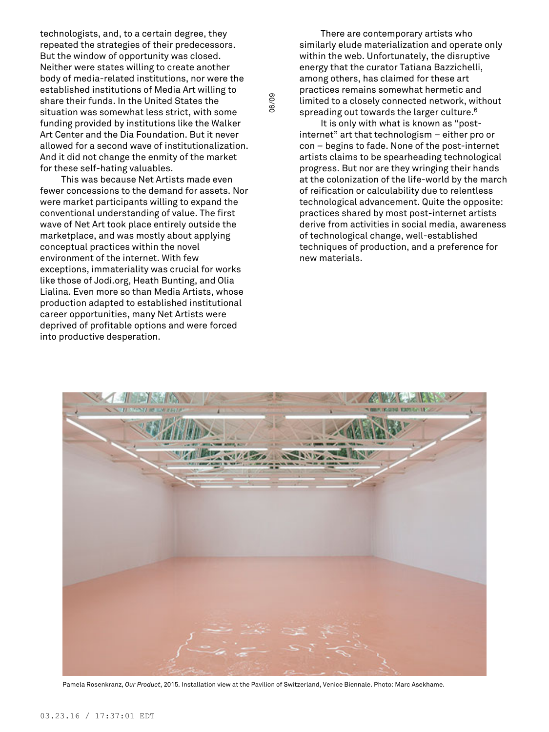technologists, and, to a certain degree, they repeated the strategies of their predecessors. But the window of opportunity was closed. Neither were states willing to create another body of media-related institutions, nor were the established institutions of Media Art willing to share their funds. In the United States the situation was somewhat less strict, with some funding provided by institutions like the Walker Art Center and the Dia Foundation. But it never allowed for a second wave of institutionalization. And it did not change the enmity of the market for these self-hating valuables.

This was because Net Artists made even fewer concessions to the demand for assets. Nor were market participants willing to expand the conventional understanding of value. The first wave of Net Art took place entirely outside the marketplace, and was mostly about applying conceptual practices within the novel environment of the internet. With few exceptions, immateriality was crucial for works like those of Jodi.org, Heath Bunting, and Olia Lialina. Even more so than Media Artists, whose production adapted to established institutional career opportunities, many Net Artists were deprived of profitable options and were forced into productive desperation.

There are contemporary artists who similarly elude materialization and operate only within the web. Unfortunately, the disruptive energy that the curator Tatiana Bazzichelli, among others, has claimed for these art practices remains somewhat hermetic and limited to a closely connected network, without spreading out towards the larger culture.[6]

It is only with what is known as "post-internet" art that technologism – either pro or con – begins to fade. None of the post-internet artists claims to be spearheading technological progress. But nor are they wringing their hands at the colonization of the life-world by the march of reification or calculability due to relentless technological advancement. Quite the opposite: practices shared by most post-internet artists derive from activities in social media, awareness of technological change, well-established techniques of production, and a preference for new materials.

Pamela Rosenkranz, *Our Product*, 2015. Installation view at the Pavilion of Switzerland, Venice Biennale. Photo: Marc Asekhame.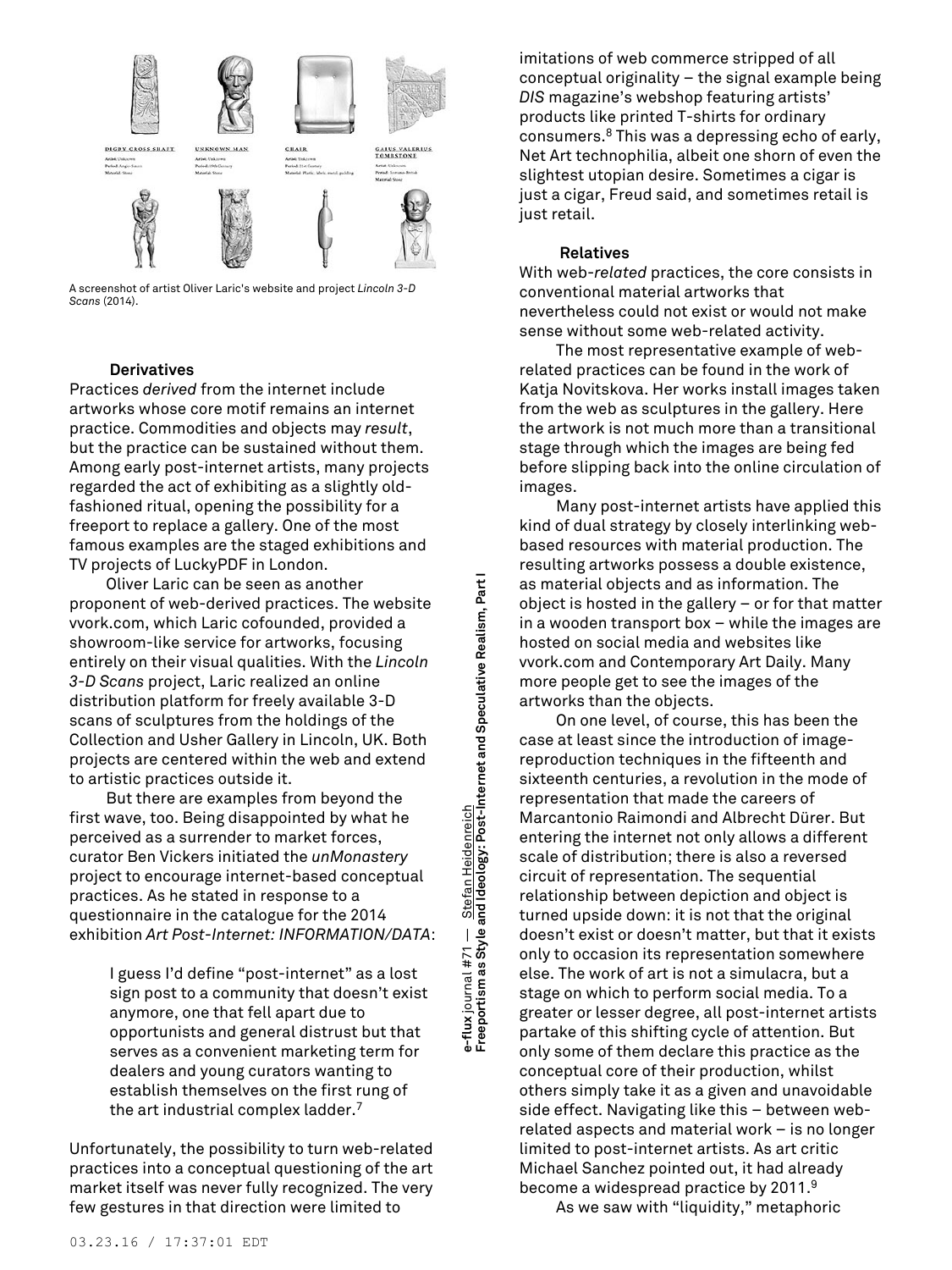A screenshot of artist Oliver Laric's website and project *Lincoln 3-D Scans* (2014).

**Derivatives**

Practices *derived* from the internet include artworks whose core motif remains an internet practice. Commodities and objects may *result*, but the practice can be sustained without them. Among early post-internet artists, many projects regarded the act of exhibiting as a slightly old-fashioned ritual, opening the possibility for a freeport to replace a gallery. One of the most famous examples are the staged exhibitions and TV projects of LuckyPDF in London.

Oliver Laric can be seen as another proponent of web-derived practices. The website vvork.com, which Laric cofounded, provided a showroom-like service for artworks, focusing entirely on their visual qualities. With the *Lincoln 3-D Scans* project, Laric realized an online distribution platform for freely available 3-D scans of sculptures from the holdings of the Collection and Usher Gallery in Lincoln, UK. Both projects are centered within the web and extend to artistic practices outside it.

But there are examples from beyond the first wave, too. Being disappointed by what he perceived as a surrender to market forces, curator Ben Vickers initiated the *unMonastery* project to encourage internet-based conceptual practices. As he stated in response to a questionnaire in the catalogue for the 2014 exhibition *Art Post-Internet: INFORMATION/DATA*:

> I guess I'd define "post-internet" as a lost sign post to a community that doesn't exist anymore, one that fell apart due to opportunists and general distrust but that serves as a convenient marketing term for dealers and young curators wanting to establish themselves on the first rung of the art industrial complex ladder.[7]

Unfortunately, the possibility to turn web-related practices into a conceptual questioning of the art market itself was never fully recognized. The very few gestures in that direction were limited to imitations of web commerce stripped of all conceptual originality – the signal example being *DIS* magazine's webshop featuring artists' products like printed T-shirts for ordinary consumers.[8] This was a depressing echo of early, Net Art technophilia, albeit one shorn of even the slightest utopian desire. Sometimes a cigar is just a cigar, Freud said, and sometimes retail is just retail.

**Relatives**

With web-*related* practices, the core consists in conventional material artworks that nevertheless could not exist or would not make sense without some web-related activity.

The most representative example of web-related practices can be found in the work of Katja Novitskova. Her works install images taken from the web as sculptures in the gallery. Here the artwork is not much more than a transitional stage through which the images are being fed before slipping back into the online circulation of images.

Many post-internet artists have applied this kind of dual strategy by closely interlinking web-based resources with material production. The resulting artworks possess a double existence, as material objects and as information. The object is hosted in the gallery – or for that matter in a wooden transport box – while the images are hosted on social media and websites like vvork.com and Contemporary Art Daily. Many more people get to see the images of the artworks than the objects.

On one level, of course, this has been the case at least since the introduction of image-reproduction techniques in the fifteenth and sixteenth centuries, a revolution in the mode of representation that made the careers of Marcantonio Raimondi and Albrecht Dürer. But entering the internet not only allows a different scale of distribution; there is also a reversed circuit of representation. The sequential relationship between depiction and object is turned upside down: it is not that the original doesn't exist or doesn't matter, but that it exists only to occasion its representation somewhere else. The work of art is not a simulacra, but a stage on which to perform social media. To a greater or lesser degree, all post-internet artists partake of this shifting cycle of attention. But only some of them declare this practice as the conceptual core of their production, whilst others simply take it as a given and unavoidable side effect. Navigating like this – between web-related aspects and material work – is no longer limited to post-internet artists. As art critic Michael Sanchez pointed out, it had already become a widespread practice by 2011.[9]

As we saw with "liquidity," metaphoric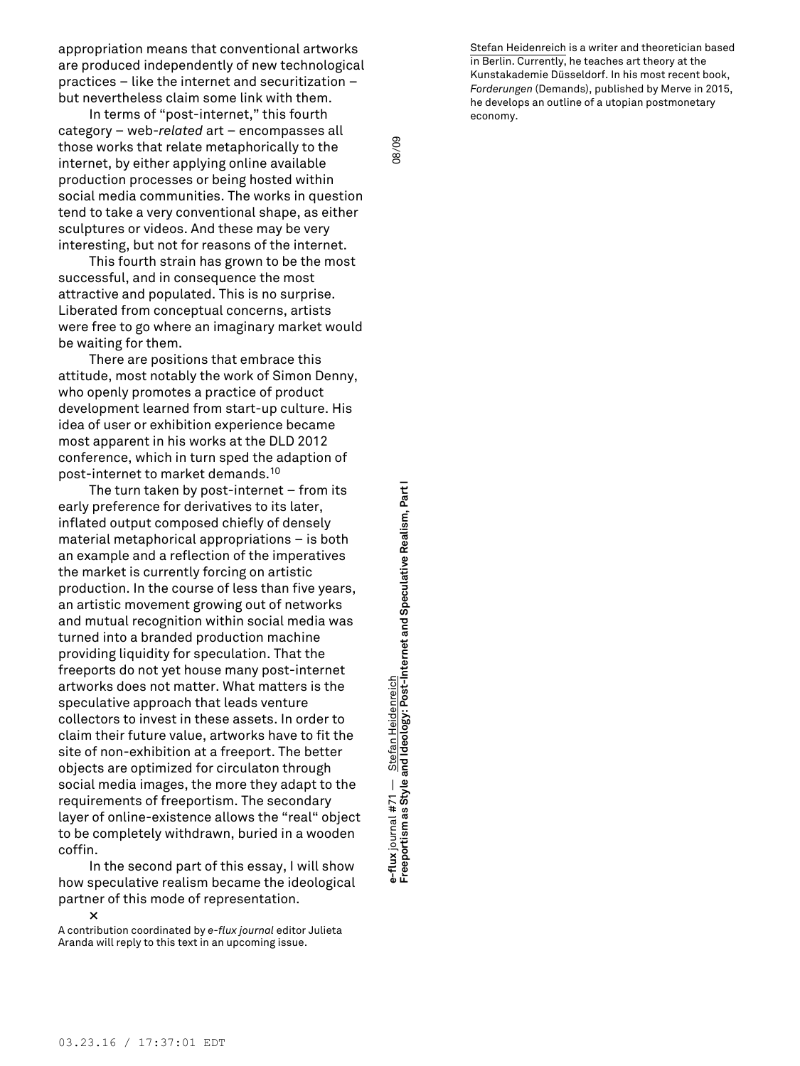appropriation means that conventional artworks are produced independently of new technological practices – like the internet and securitization – but nevertheless claim some link with them.

In terms of "post-internet," this fourth category – web-*related* art – encompasses all those works that relate metaphorically to the internet, by either applying online available production processes or being hosted within social media communities. The works in question tend to take a very conventional shape, as either sculptures or videos. And these may be very interesting, but not for reasons of the internet.

This fourth strain has grown to be the most successful, and in consequence the most attractive and populated. This is no surprise. Liberated from conceptual concerns, artists were free to go where an imaginary market would be waiting for them.

There are positions that embrace this attitude, most notably the work of Simon Denny, who openly promotes a practice of product development learned from start-up culture. His idea of user or exhibition experience became most apparent in his works at the DLD 2012 conference, which in turn sped the adaption of post-internet to market demands.[10]

The turn taken by post-internet – from its early preference for derivatives to its later, inflated output composed chiefly of densely material metaphorical appropriations – is both an example and a reflection of the imperatives the market is currently forcing on artistic production. In the course of less than five years, an artistic movement growing out of networks and mutual recognition within social media was turned into a branded production machine providing liquidity for speculation. That the freeports do not yet house many post-internet artworks does not matter. What matters is the speculative approach that leads venture collectors to invest in these assets. In order to claim their future value, artworks have to fit the site of non-exhibition at a freeport. The better objects are optimized for circulaton through social media images, the more they adapt to the requirements of freeportism. The secondary layer of online-existence allows the "real" object to be completely withdrawn, buried in a wooden coffin.

In the second part of this essay, I will show how speculative realism became the ideological partner of this mode of representation.

**×**

A contribution coordinated by *e-flux journal* editor Julieta Aranda will reply to this text in an upcoming issue.

Stefan Heidenreich is a writer and theoretician based in Berlin. Currently, he teaches art theory at the Kunstakademie Düsseldorf. In his most recent book, *Forderungen* (Demands), published by Merve in 2015, he develops an outline of a utopian postmonetary economy.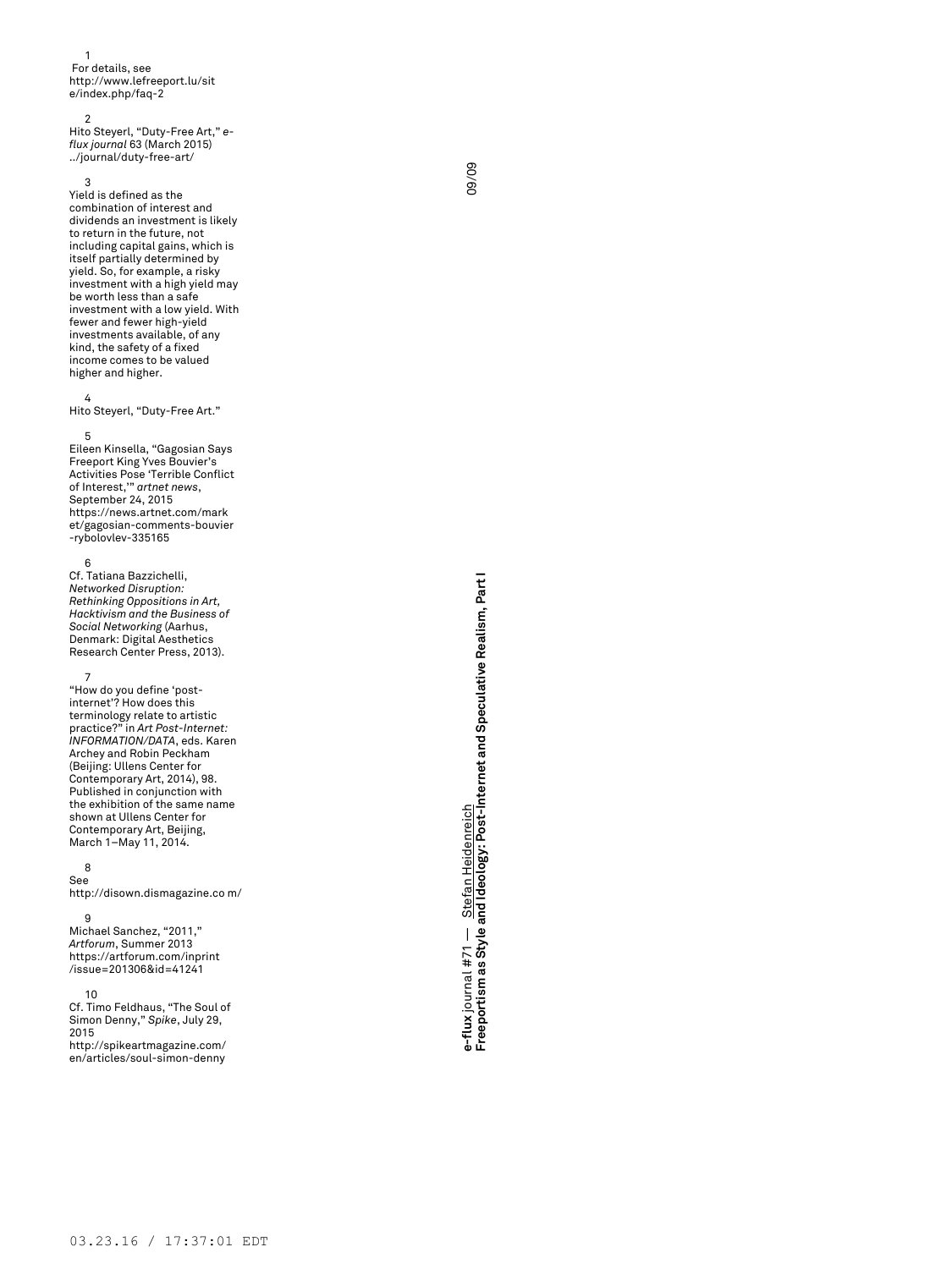1
For details, see http://www.lefreeport.lu/site/index.php/faq-2

2
Hito Steyerl, "Duty-Free Art," *e-flux journal* 63 (March 2015) ../journal/duty-free-art/

3
Yield is defined as the combination of interest and dividends an investment is likely to return in the future, not including capital gains, which is itself partially determined by yield. So, for example, a risky investment with a high yield may be worth less than a safe investment with a low yield. With fewer and fewer high-yield investments available, of any kind, the safety of a fixed income comes to be valued higher and higher.

4
Hito Steyerl, "Duty-Free Art."

5
Eileen Kinsella, "Gagosian Says Freeport King Yves Bouvier's Activities Pose 'Terrible Conflict of Interest,'" *artnet news*, September 24, 2015 https://news.artnet.com/market/gagosian-comments-bouvier-rybolovlev-335165

6
Cf. Tatiana Bazzichelli, *Networked Disruption: Rethinking Oppositions in Art, Hacktivism and the Business of Social Networking* (Aarhus, Denmark: Digital Aesthetics Research Center Press, 2013).

7
"How do you define 'post-internet'? How does this terminology relate to artistic practice?" in *Art Post-Internet: INFORMATION/DATA*, eds. Karen Archey and Robin Peckham (Beijing: Ullens Center for Contemporary Art, 2014), 98. Published in conjunction with the exhibition of the same name shown at Ullens Center for Contemporary Art, Beijing, March 1–May 11, 2014.

8
See http://disown.dismagazine.com/

9
Michael Sanchez, "2011," *Artforum*, Summer 2013 https://artforum.com/inprint/issue=201306&id=41241

10
Cf. Timo Feldhaus, "The Soul of Simon Denny," *Spike*, July 29, 2015 http://spikeartmagazine.com/en/articles/soul-simon-denny